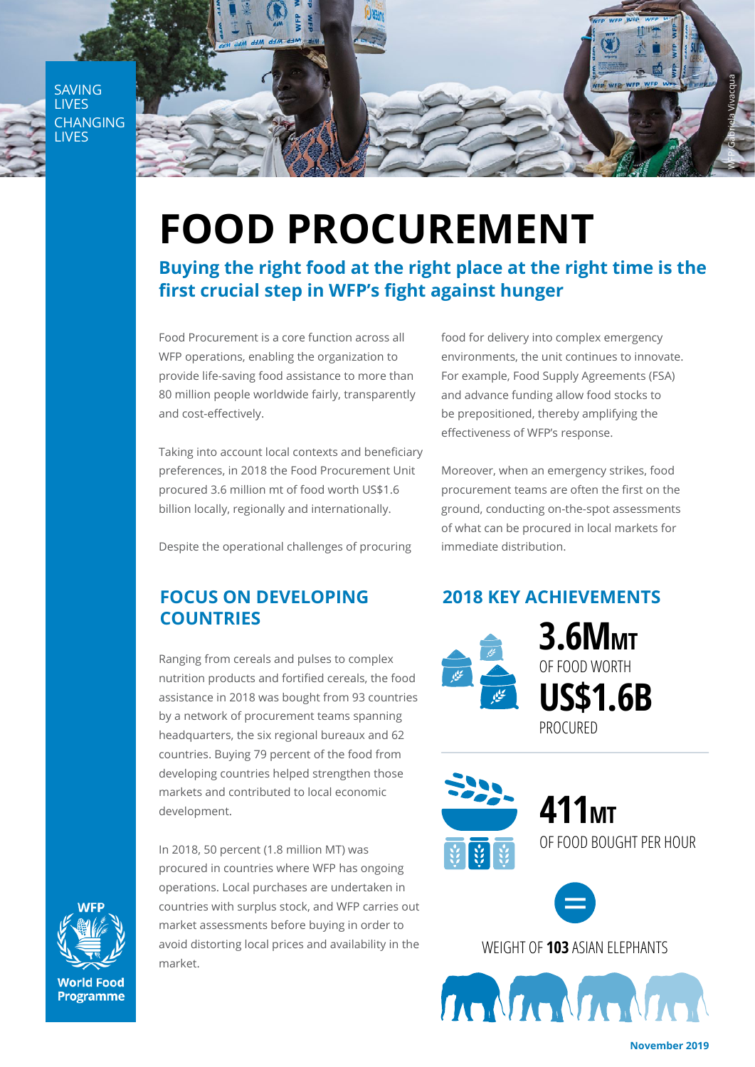SAVING LIVES CHANGING LIVES

# FOOD PROCUREMENT

## Buying the right food at the right place at the right time is the first crucial step in WFP's fight against hunger

Food Procurement is a core function across all WFP operations, enabling the organization to provide life-saving food assistance to more than 80 million people worldwide fairly, transparently and cost-effectively.

Taking into account local contexts and beneficiary preferences, in 2018 the Food Procurement Unit procured 3.6 million mt of food worth US$1.6 billion locally, regionally and internationally.

Despite the operational challenges of procuring food for delivery into complex emergency environments, the unit continues to innovate. For example, Food Supply Agreements (FSA) and advance funding allow food stocks to be prepositioned, thereby amplifying the effectiveness of WFP's response.

Moreover, when an emergency strikes, food procurement teams are often the first on the ground, conducting on-the-spot assessments of what can be procured in local markets for immediate distribution.

## FOCUS ON DEVELOPING COUNTRIES

Ranging from cereals and pulses to complex nutrition products and fortified cereals, the food assistance in 2018 was bought from 93 countries by a network of procurement teams spanning headquarters, the six regional bureaux and 62 countries. Buying 79 percent of the food from developing countries helped strengthen those markets and contributed to local economic development.

In 2018, 50 percent (1.8 million MT) was procured in countries where WFP has ongoing operations. Local purchases are undertaken in countries with surplus stock, and WFP carries out market assessments before buying in order to avoid distorting local prices and availability in the market.

## 2018 KEY ACHIEVEMENTS

**3.6M MT** OF FOOD WORTH **US$1.6B** PROCURED

**411 MT** OF FOOD BOUGHT PER HOUR

=

WEIGHT OF **103** ASIAN ELEPHANTS

November 2019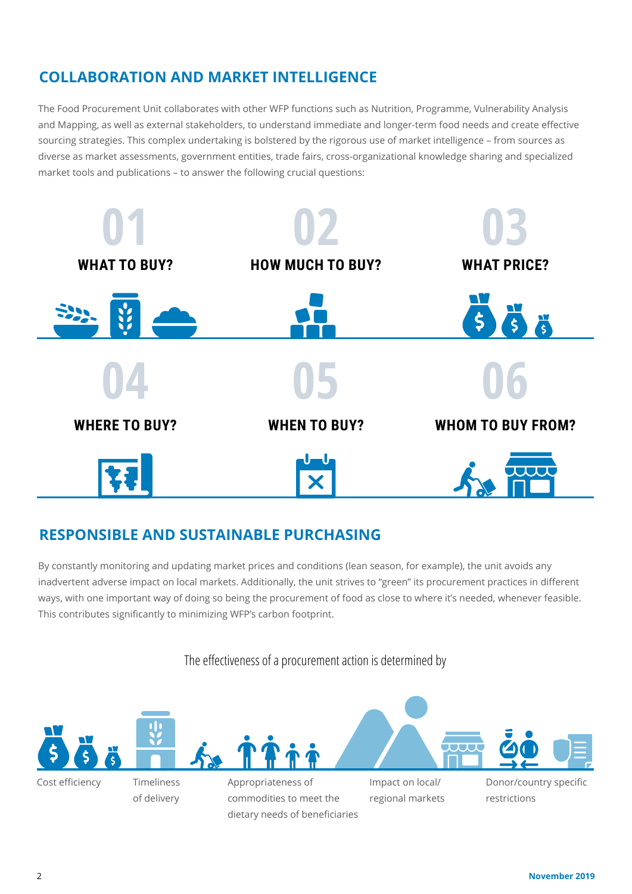## COLLABORATION AND MARKET INTELLIGENCE

The Food Procurement Unit collaborates with other WFP functions such as Nutrition, Programme, Vulnerability Analysis and Mapping, as well as external stakeholders, to understand immediate and longer-term food needs and create effective sourcing strategies. This complex undertaking is bolstered by the rigorous use of market intelligence – from sources as diverse as market assessments, government entities, trade fairs, cross-organizational knowledge sharing and specialized market tools and publications – to answer the following crucial questions:

01 **WHAT TO BUY?**

02 **HOW MUCH TO BUY?**

03 **WHAT PRICE?**

04 **WHERE TO BUY?**

05 **WHEN TO BUY?**

06 **WHOM TO BUY FROM?**

## RESPONSIBLE AND SUSTAINABLE PURCHASING

By constantly monitoring and updating market prices and conditions (lean season, for example), the unit avoids any inadvertent adverse impact on local markets. Additionally, the unit strives to "green" its procurement practices in different ways, with one important way of doing so being the procurement of food as close to where it's needed, whenever feasible. This contributes significantly to minimizing WFP's carbon footprint.

The effectiveness of a procurement action is determined by

- Cost efficiency
- Timeliness of delivery
- Appropriateness of commodities to meet the dietary needs of beneficiaries
- Impact on local/regional markets
- Donor/country specific restrictions

November 2019